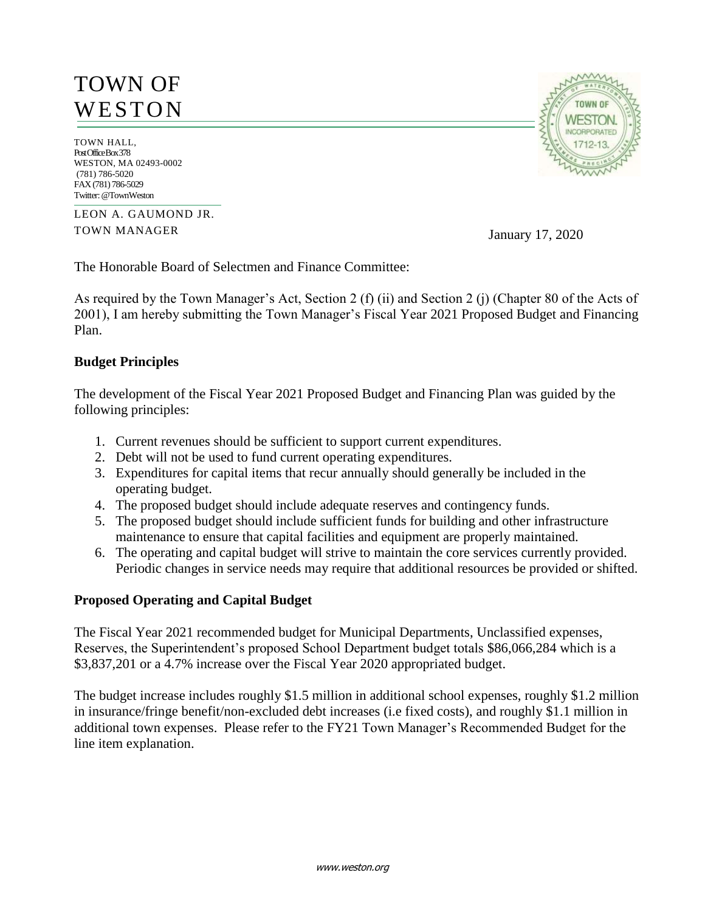# TOWN OF WESTON

TOWN HALL,
Post Office Box 378
WESTON, MA 02493-0002
(781) 786-5020
FAX (781) 786-5029
Twitter: @TownWeston

LEON A. GAUMOND JR.
TOWN MANAGER

January 17, 2020

The Honorable Board of Selectmen and Finance Committee:

As required by the Town Manager's Act, Section 2 (f) (ii) and Section 2 (j) (Chapter 80 of the Acts of 2001), I am hereby submitting the Town Manager's Fiscal Year 2021 Proposed Budget and Financing Plan.

**Budget Principles**

The development of the Fiscal Year 2021 Proposed Budget and Financing Plan was guided by the following principles:

1. Current revenues should be sufficient to support current expenditures.
2. Debt will not be used to fund current operating expenditures.
3. Expenditures for capital items that recur annually should generally be included in the operating budget.
4. The proposed budget should include adequate reserves and contingency funds.
5. The proposed budget should include sufficient funds for building and other infrastructure maintenance to ensure that capital facilities and equipment are properly maintained.
6. The operating and capital budget will strive to maintain the core services currently provided. Periodic changes in service needs may require that additional resources be provided or shifted.

**Proposed Operating and Capital Budget**

The Fiscal Year 2021 recommended budget for Municipal Departments, Unclassified expenses, Reserves, the Superintendent's proposed School Department budget totals $86,066,284 which is a $3,837,201 or a 4.7% increase over the Fiscal Year 2020 appropriated budget.

The budget increase includes roughly $1.5 million in additional school expenses, roughly $1.2 million in insurance/fringe benefit/non-excluded debt increases (i.e fixed costs), and roughly $1.1 million in additional town expenses. Please refer to the FY21 Town Manager's Recommended Budget for the line item explanation.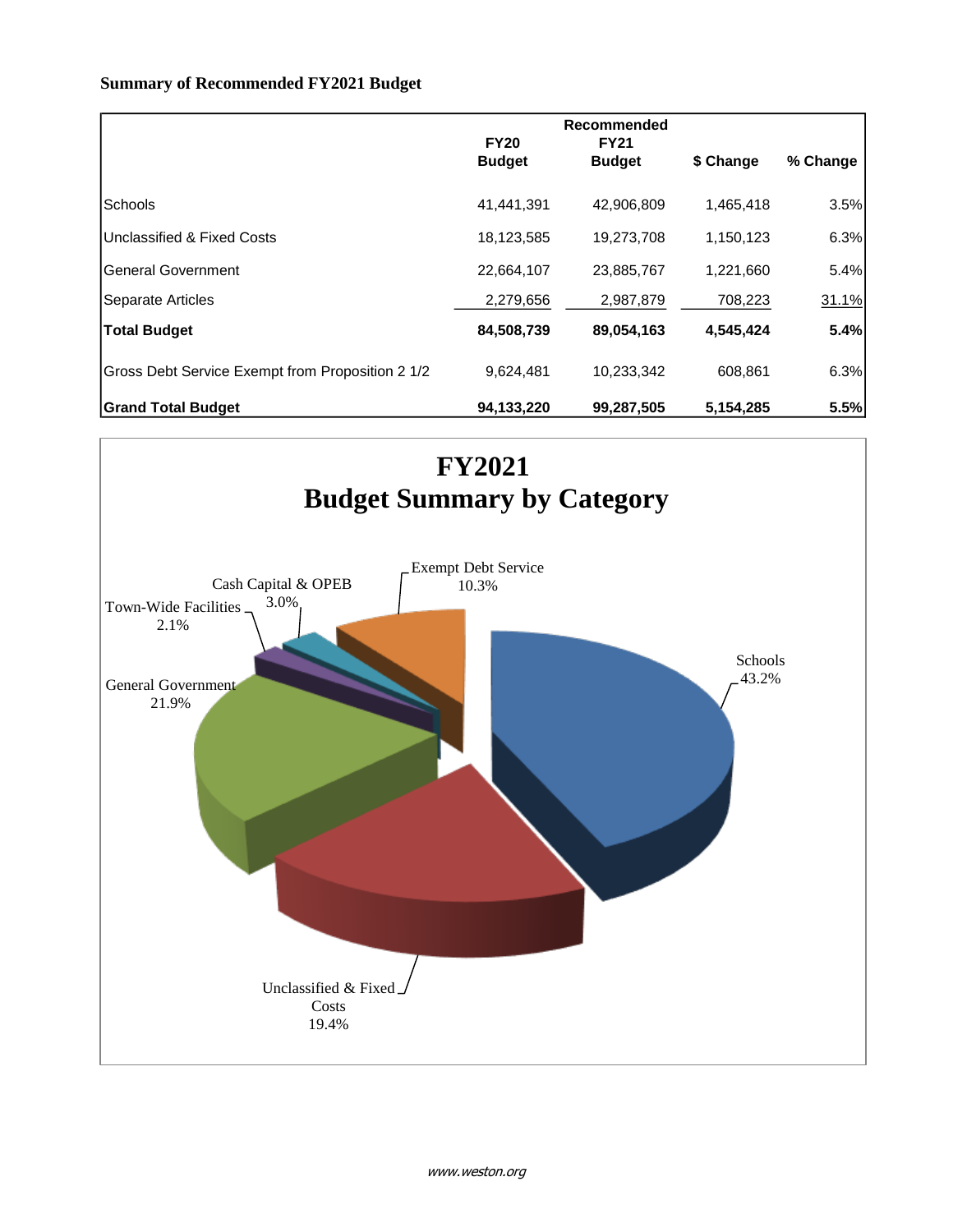**Summary of Recommended FY2021 Budget**

| | FY20 Budget | Recommended FY21 Budget | $ Change | % Change |
|---|---|---|---|---|
| Schools | 41,441,391 | 42,906,809 | 1,465,418 | 3.5% |
| Unclassified & Fixed Costs | 18,123,585 | 19,273,708 | 1,150,123 | 6.3% |
| General Government | 22,664,107 | 23,885,767 | 1,221,660 | 5.4% |
| Separate Articles | 2,279,656 | 2,987,879 | 708,223 | 31.1% |
| **Total Budget** | **84,508,739** | **89,054,163** | **4,545,424** | **5.4%** |
| Gross Debt Service Exempt from Proposition 2 1/2 | 9,624,481 | 10,233,342 | 608,861 | 6.3% |
| **Grand Total Budget** | **94,133,220** | **99,287,505** | **5,154,285** | **5.5%** |

## FY2021 Budget Summary by Category

- Schools: 43.2%
- General Government: 21.9%
- Unclassified & Fixed Costs: 19.4%
- Exempt Debt Service: 10.3%
- Cash Capital & OPEB: 3.0%
- Town-Wide Facilities: 2.1%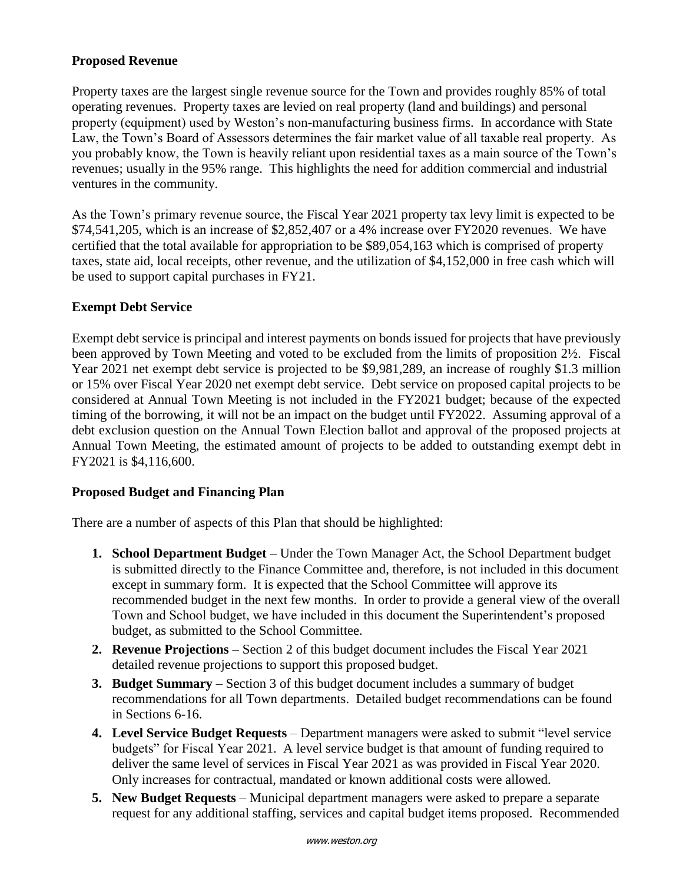**Proposed Revenue**

Property taxes are the largest single revenue source for the Town and provides roughly 85% of total operating revenues. Property taxes are levied on real property (land and buildings) and personal property (equipment) used by Weston's non-manufacturing business firms. In accordance with State Law, the Town's Board of Assessors determines the fair market value of all taxable real property. As you probably know, the Town is heavily reliant upon residential taxes as a main source of the Town's revenues; usually in the 95% range. This highlights the need for addition commercial and industrial ventures in the community.

As the Town's primary revenue source, the Fiscal Year 2021 property tax levy limit is expected to be \$74,541,205, which is an increase of \$2,852,407 or a 4% increase over FY2020 revenues. We have certified that the total available for appropriation to be \$89,054,163 which is comprised of property taxes, state aid, local receipts, other revenue, and the utilization of \$4,152,000 in free cash which will be used to support capital purchases in FY21.

**Exempt Debt Service**

Exempt debt service is principal and interest payments on bonds issued for projects that have previously been approved by Town Meeting and voted to be excluded from the limits of proposition 2½. Fiscal Year 2021 net exempt debt service is projected to be \$9,981,289, an increase of roughly \$1.3 million or 15% over Fiscal Year 2020 net exempt debt service. Debt service on proposed capital projects to be considered at Annual Town Meeting is not included in the FY2021 budget; because of the expected timing of the borrowing, it will not be an impact on the budget until FY2022. Assuming approval of a debt exclusion question on the Annual Town Election ballot and approval of the proposed projects at Annual Town Meeting, the estimated amount of projects to be added to outstanding exempt debt in FY2021 is \$4,116,600.

**Proposed Budget and Financing Plan**

There are a number of aspects of this Plan that should be highlighted:

1. **School Department Budget** – Under the Town Manager Act, the School Department budget is submitted directly to the Finance Committee and, therefore, is not included in this document except in summary form. It is expected that the School Committee will approve its recommended budget in the next few months. In order to provide a general view of the overall Town and School budget, we have included in this document the Superintendent's proposed budget, as submitted to the School Committee.
2. **Revenue Projections** – Section 2 of this budget document includes the Fiscal Year 2021 detailed revenue projections to support this proposed budget.
3. **Budget Summary** – Section 3 of this budget document includes a summary of budget recommendations for all Town departments. Detailed budget recommendations can be found in Sections 6-16.
4. **Level Service Budget Requests** – Department managers were asked to submit "level service budgets" for Fiscal Year 2021. A level service budget is that amount of funding required to deliver the same level of services in Fiscal Year 2021 as was provided in Fiscal Year 2020. Only increases for contractual, mandated or known additional costs were allowed.
5. **New Budget Requests** – Municipal department managers were asked to prepare a separate request for any additional staffing, services and capital budget items proposed. Recommended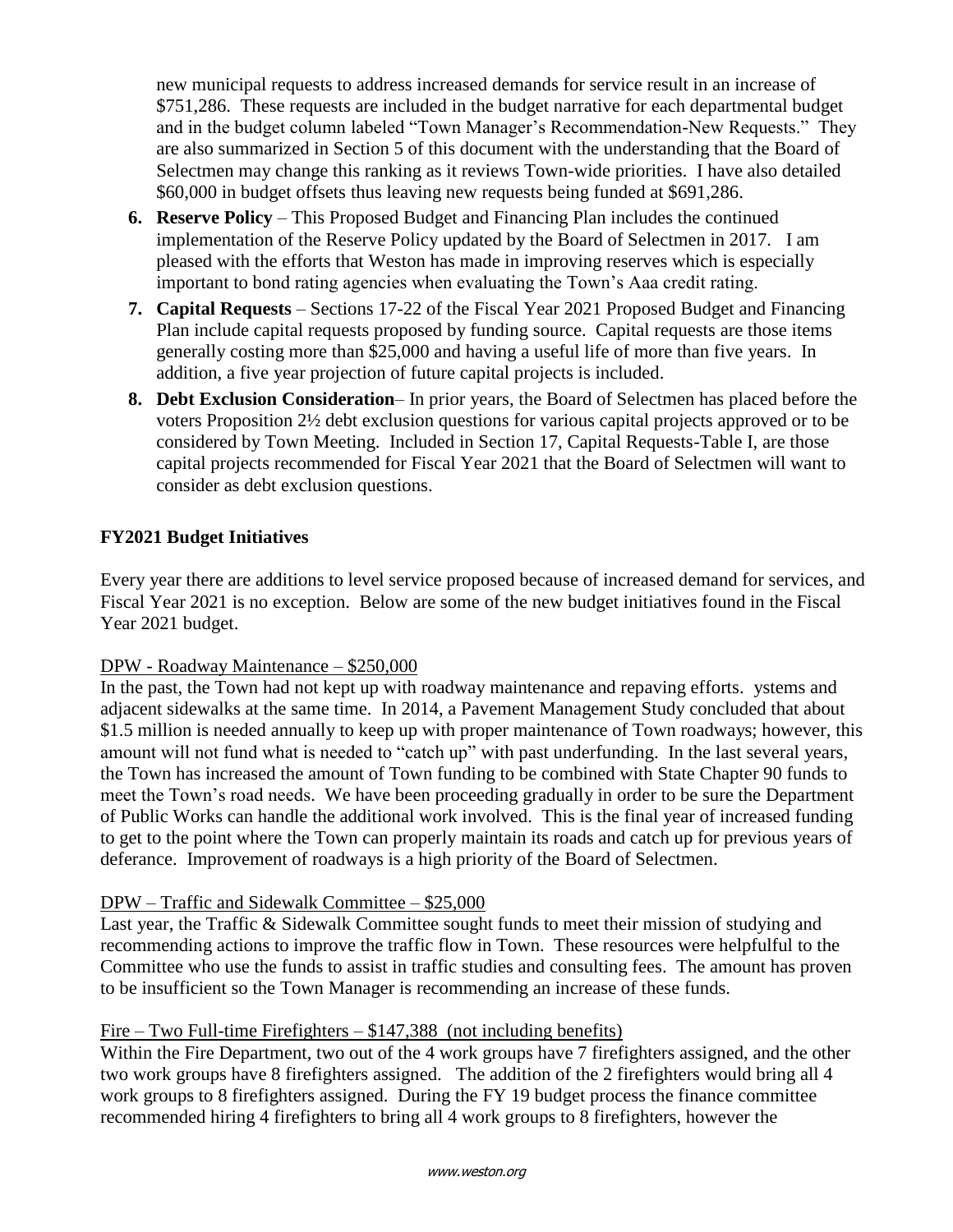new municipal requests to address increased demands for service result in an increase of $751,286. These requests are included in the budget narrative for each departmental budget and in the budget column labeled "Town Manager's Recommendation-New Requests." They are also summarized in Section 5 of this document with the understanding that the Board of Selectmen may change this ranking as it reviews Town-wide priorities. I have also detailed $60,000 in budget offsets thus leaving new requests being funded at $691,286.

6. **Reserve Policy** – This Proposed Budget and Financing Plan includes the continued implementation of the Reserve Policy updated by the Board of Selectmen in 2017. I am pleased with the efforts that Weston has made in improving reserves which is especially important to bond rating agencies when evaluating the Town's Aaa credit rating.
7. **Capital Requests** – Sections 17-22 of the Fiscal Year 2021 Proposed Budget and Financing Plan include capital requests proposed by funding source. Capital requests are those items generally costing more than $25,000 and having a useful life of more than five years. In addition, a five year projection of future capital projects is included.
8. **Debt Exclusion Consideration**– In prior years, the Board of Selectmen has placed before the voters Proposition 2½ debt exclusion questions for various capital projects approved or to be considered by Town Meeting. Included in Section 17, Capital Requests-Table I, are those capital projects recommended for Fiscal Year 2021 that the Board of Selectmen will want to consider as debt exclusion questions.

**FY2021 Budget Initiatives**

Every year there are additions to level service proposed because of increased demand for services, and Fiscal Year 2021 is no exception. Below are some of the new budget initiatives found in the Fiscal Year 2021 budget.

<u>DPW - Roadway Maintenance – $250,000</u>

In the past, the Town had not kept up with roadway maintenance and repaving efforts. ystems and adjacent sidewalks at the same time. In 2014, a Pavement Management Study concluded that about $1.5 million is needed annually to keep up with proper maintenance of Town roadways; however, this amount will not fund what is needed to "catch up" with past underfunding. In the last several years, the Town has increased the amount of Town funding to be combined with State Chapter 90 funds to meet the Town's road needs. We have been proceeding gradually in order to be sure the Department of Public Works can handle the additional work involved. This is the final year of increased funding to get to the point where the Town can properly maintain its roads and catch up for previous years of deferance. Improvement of roadways is a high priority of the Board of Selectmen.

<u>DPW – Traffic and Sidewalk Committee – $25,000</u>

Last year, the Traffic & Sidewalk Committee sought funds to meet their mission of studying and recommending actions to improve the traffic flow in Town. These resources were helpfulful to the Committee who use the funds to assist in traffic studies and consulting fees. The amount has proven to be insufficient so the Town Manager is recommending an increase of these funds.

<u>Fire – Two Full-time Firefighters – $147,388 (not including benefits)</u>

Within the Fire Department, two out of the 4 work groups have 7 firefighters assigned, and the other two work groups have 8 firefighters assigned. The addition of the 2 firefighters would bring all 4 work groups to 8 firefighters assigned. During the FY 19 budget process the finance committee recommended hiring 4 firefighters to bring all 4 work groups to 8 firefighters, however the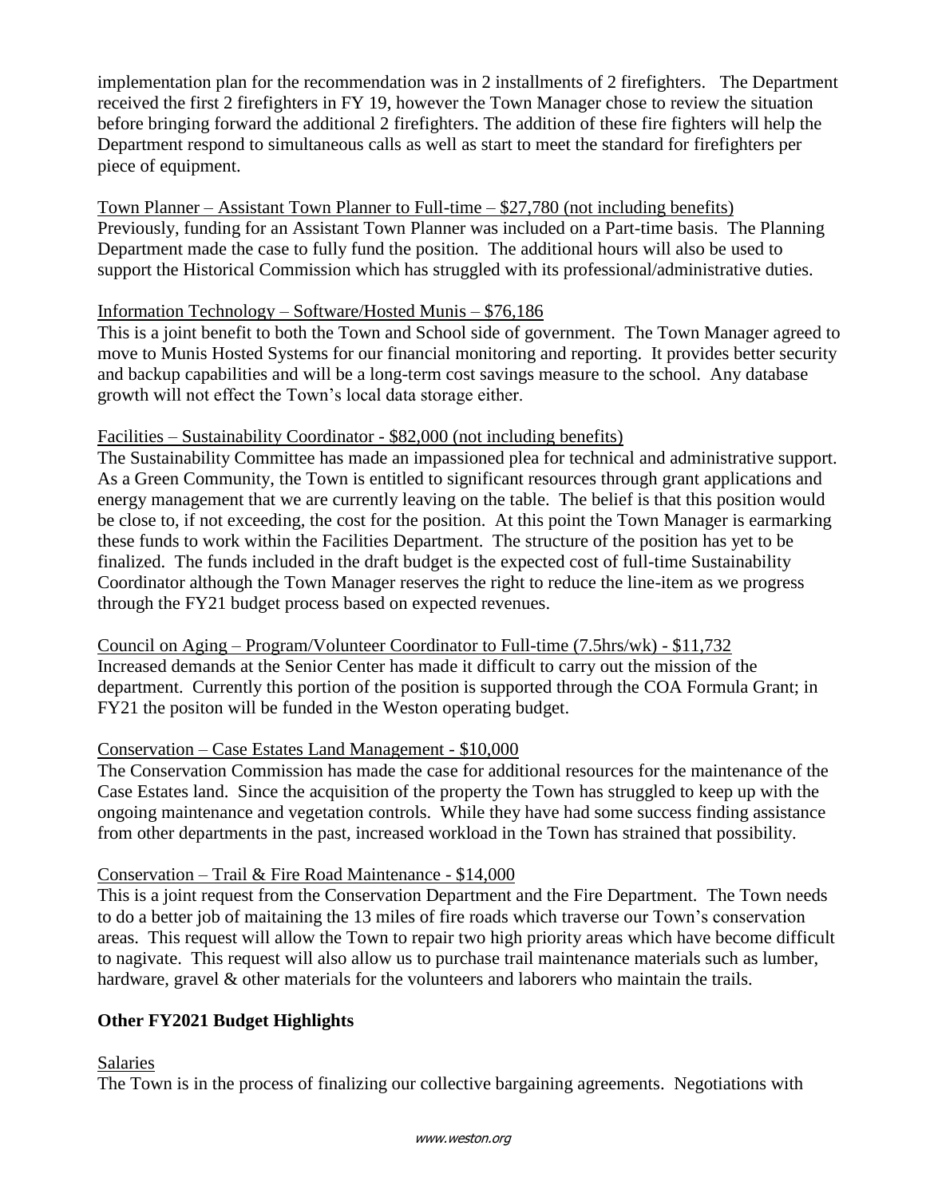implementation plan for the recommendation was in 2 installments of 2 firefighters. The Department received the first 2 firefighters in FY 19, however the Town Manager chose to review the situation before bringing forward the additional 2 firefighters. The addition of these fire fighters will help the Department respond to simultaneous calls as well as start to meet the standard for firefighters per piece of equipment.

<u>Town Planner – Assistant Town Planner to Full-time – $27,780 (not including benefits)</u>
Previously, funding for an Assistant Town Planner was included on a Part-time basis. The Planning Department made the case to fully fund the position. The additional hours will also be used to support the Historical Commission which has struggled with its professional/administrative duties.

<u>Information Technology – Software/Hosted Munis – $76,186</u>
This is a joint benefit to both the Town and School side of government. The Town Manager agreed to move to Munis Hosted Systems for our financial monitoring and reporting. It provides better security and backup capabilities and will be a long-term cost savings measure to the school. Any database growth will not effect the Town's local data storage either.

<u>Facilities – Sustainability Coordinator - $82,000 (not including benefits)</u>
The Sustainability Committee has made an impassioned plea for technical and administrative support. As a Green Community, the Town is entitled to significant resources through grant applications and energy management that we are currently leaving on the table. The belief is that this position would be close to, if not exceeding, the cost for the position. At this point the Town Manager is earmarking these funds to work within the Facilities Department. The structure of the position has yet to be finalized. The funds included in the draft budget is the expected cost of full-time Sustainability Coordinator although the Town Manager reserves the right to reduce the line-item as we progress through the FY21 budget process based on expected revenues.

<u>Council on Aging – Program/Volunteer Coordinator to Full-time (7.5hrs/wk) - $11,732</u>
Increased demands at the Senior Center has made it difficult to carry out the mission of the department. Currently this portion of the position is supported through the COA Formula Grant; in FY21 the positon will be funded in the Weston operating budget.

<u>Conservation – Case Estates Land Management - $10,000</u>
The Conservation Commission has made the case for additional resources for the maintenance of the Case Estates land. Since the acquisition of the property the Town has struggled to keep up with the ongoing maintenance and vegetation controls. While they have had some success finding assistance from other departments in the past, increased workload in the Town has strained that possibility.

<u>Conservation – Trail & Fire Road Maintenance - $14,000</u>
This is a joint request from the Conservation Department and the Fire Department. The Town needs to do a better job of maitaining the 13 miles of fire roads which traverse our Town's conservation areas. This request will allow the Town to repair two high priority areas which have become difficult to nagivate. This request will also allow us to purchase trail maintenance materials such as lumber, hardware, gravel & other materials for the volunteers and laborers who maintain the trails.

**Other FY2021 Budget Highlights**

<u>Salaries</u>
The Town is in the process of finalizing our collective bargaining agreements. Negotiations with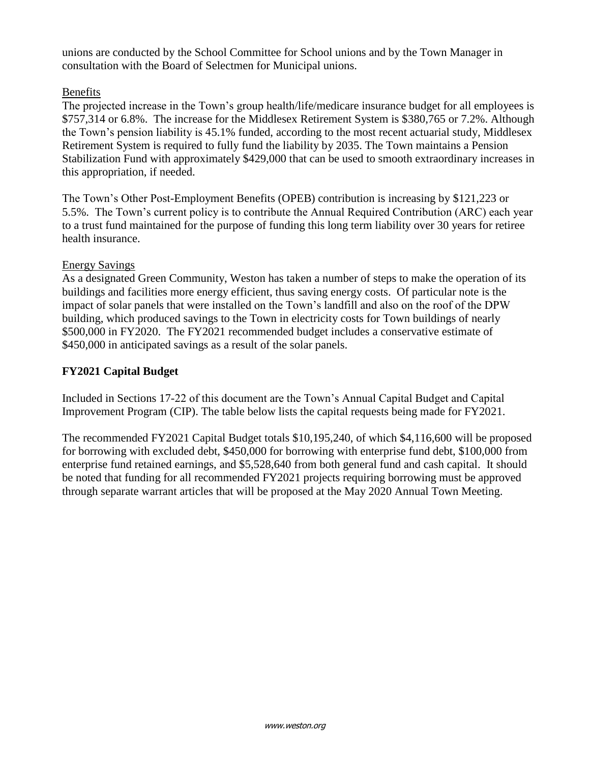unions are conducted by the School Committee for School unions and by the Town Manager in consultation with the Board of Selectmen for Municipal unions.

Benefits

The projected increase in the Town's group health/life/medicare insurance budget for all employees is $757,314 or 6.8%. The increase for the Middlesex Retirement System is $380,765 or 7.2%. Although the Town's pension liability is 45.1% funded, according to the most recent actuarial study, Middlesex Retirement System is required to fully fund the liability by 2035. The Town maintains a Pension Stabilization Fund with approximately $429,000 that can be used to smooth extraordinary increases in this appropriation, if needed.

The Town's Other Post-Employment Benefits (OPEB) contribution is increasing by $121,223 or 5.5%. The Town's current policy is to contribute the Annual Required Contribution (ARC) each year to a trust fund maintained for the purpose of funding this long term liability over 30 years for retiree health insurance.

Energy Savings

As a designated Green Community, Weston has taken a number of steps to make the operation of its buildings and facilities more energy efficient, thus saving energy costs. Of particular note is the impact of solar panels that were installed on the Town's landfill and also on the roof of the DPW building, which produced savings to the Town in electricity costs for Town buildings of nearly $500,000 in FY2020. The FY2021 recommended budget includes a conservative estimate of $450,000 in anticipated savings as a result of the solar panels.

## FY2021 Capital Budget

Included in Sections 17-22 of this document are the Town's Annual Capital Budget and Capital Improvement Program (CIP). The table below lists the capital requests being made for FY2021.

The recommended FY2021 Capital Budget totals $10,195,240, of which $4,116,600 will be proposed for borrowing with excluded debt, $450,000 for borrowing with enterprise fund debt, $100,000 from enterprise fund retained earnings, and $5,528,640 from both general fund and cash capital. It should be noted that funding for all recommended FY2021 projects requiring borrowing must be approved through separate warrant articles that will be proposed at the May 2020 Annual Town Meeting.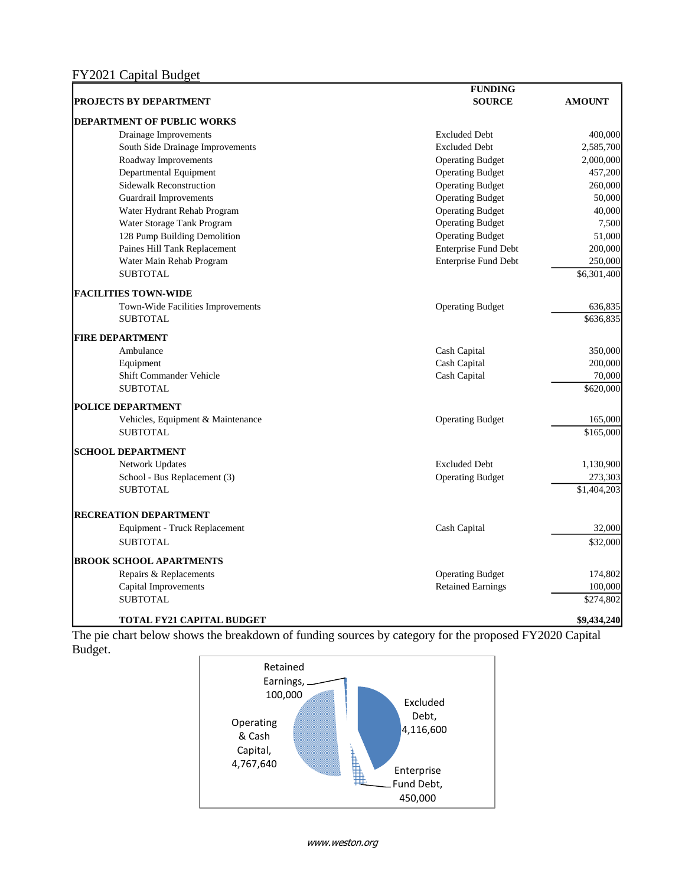## FY2021 Capital Budget

| PROJECTS BY DEPARTMENT | FUNDING SOURCE | AMOUNT |
|---|---|---|
| **DEPARTMENT OF PUBLIC WORKS** | | |
| Drainage Improvements | Excluded Debt | 400,000 |
| South Side Drainage Improvements | Excluded Debt | 2,585,700 |
| Roadway Improvements | Operating Budget | 2,000,000 |
| Departmental Equipment | Operating Budget | 457,200 |
| Sidewalk Reconstruction | Operating Budget | 260,000 |
| Guardrail Improvements | Operating Budget | 50,000 |
| Water Hydrant Rehab Program | Operating Budget | 40,000 |
| Water Storage Tank Program | Operating Budget | 7,500 |
| 128 Pump Building Demolition | Operating Budget | 51,000 |
| Paines Hill Tank Replacement | Enterprise Fund Debt | 200,000 |
| Water Main Rehab Program | Enterprise Fund Debt | 250,000 |
| SUBTOTAL | | $6,301,400 |
| **FACILITIES TOWN-WIDE** | | |
| Town-Wide Facilities Improvements | Operating Budget | 636,835 |
| SUBTOTAL | | $636,835 |
| **FIRE DEPARTMENT** | | |
| Ambulance | Cash Capital | 350,000 |
| Equipment | Cash Capital | 200,000 |
| Shift Commander Vehicle | Cash Capital | 70,000 |
| SUBTOTAL | | $620,000 |
| **POLICE DEPARTMENT** | | |
| Vehicles, Equipment & Maintenance | Operating Budget | 165,000 |
| SUBTOTAL | | $165,000 |
| **SCHOOL DEPARTMENT** | | |
| Network Updates | Excluded Debt | 1,130,900 |
| School - Bus Replacement (3) | Operating Budget | 273,303 |
| SUBTOTAL | | $1,404,203 |
| **RECREATION DEPARTMENT** | | |
| Equipment - Truck Replacement | Cash Capital | 32,000 |
| SUBTOTAL | | $32,000 |
| **BROOK SCHOOL APARTMENTS** | | |
| Repairs & Replacements | Operating Budget | 174,802 |
| Capital Improvements | Retained Earnings | 100,000 |
| SUBTOTAL | | $274,802 |
| **TOTAL FY21 CAPITAL BUDGET** | | **$9,434,240** |

The pie chart below shows the breakdown of funding sources by category for the proposed FY2020 Capital Budget.

Retained Earnings, 100,000

Excluded Debt, 4,116,600

Operating & Cash Capital, 4,767,640

Enterprise Fund Debt, 450,000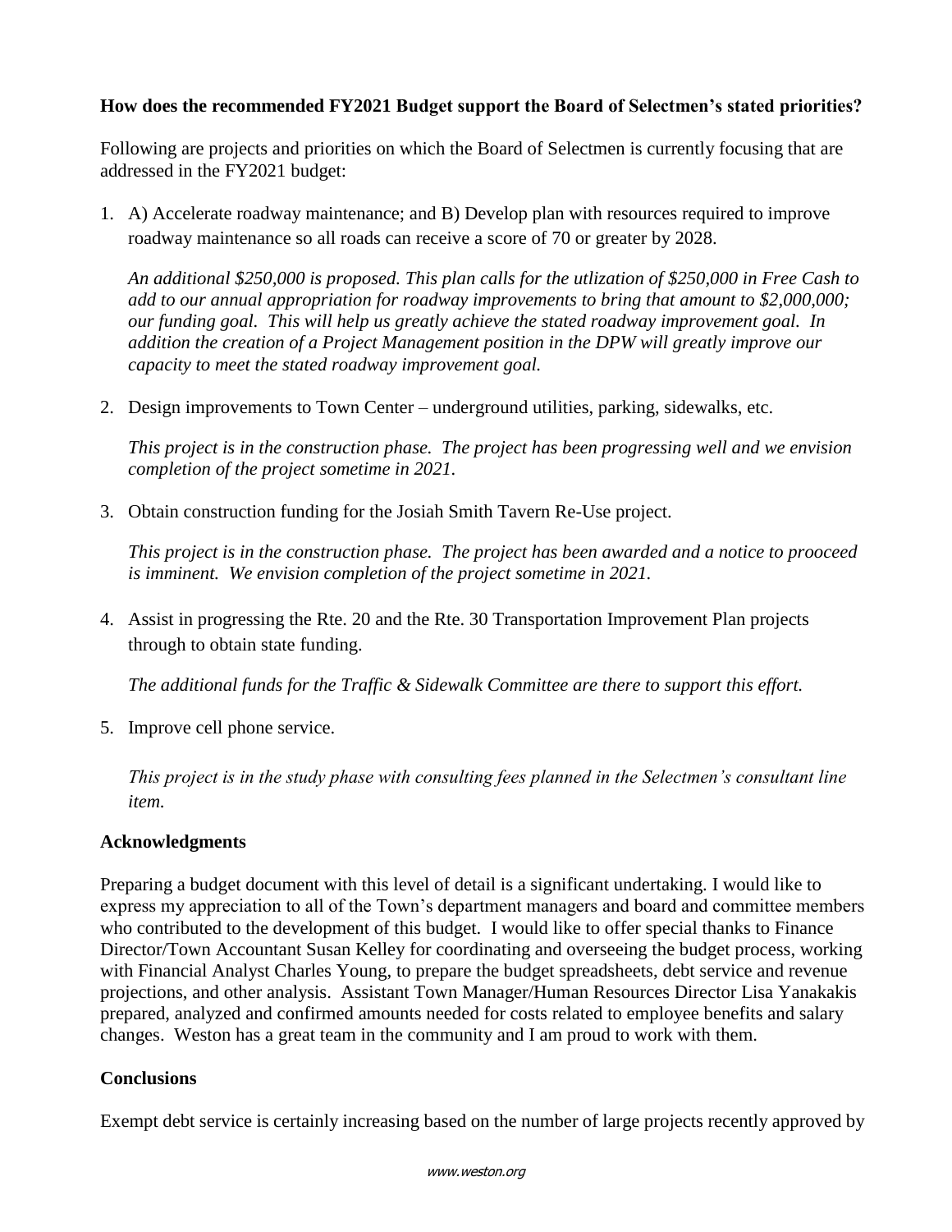**How does the recommended FY2021 Budget support the Board of Selectmen's stated priorities?**

Following are projects and priorities on which the Board of Selectmen is currently focusing that are addressed in the FY2021 budget:

1. A) Accelerate roadway maintenance; and B) Develop plan with resources required to improve roadway maintenance so all roads can receive a score of 70 or greater by 2028.

   *An additional $250,000 is proposed. This plan calls for the utlization of $250,000 in Free Cash to add to our annual appropriation for roadway improvements to bring that amount to $2,000,000; our funding goal. This will help us greatly achieve the stated roadway improvement goal. In addition the creation of a Project Management position in the DPW will greatly improve our capacity to meet the stated roadway improvement goal.*

2. Design improvements to Town Center – underground utilities, parking, sidewalks, etc.

   *This project is in the construction phase. The project has been progressing well and we envision completion of the project sometime in 2021.*

3. Obtain construction funding for the Josiah Smith Tavern Re-Use project.

   *This project is in the construction phase. The project has been awarded and a notice to prooceed is imminent. We envision completion of the project sometime in 2021.*

4. Assist in progressing the Rte. 20 and the Rte. 30 Transportation Improvement Plan projects through to obtain state funding.

   *The additional funds for the Traffic & Sidewalk Committee are there to support this effort.*

5. Improve cell phone service.

   *This project is in the study phase with consulting fees planned in the Selectmen's consultant line item.*

**Acknowledgments**

Preparing a budget document with this level of detail is a significant undertaking. I would like to express my appreciation to all of the Town's department managers and board and committee members who contributed to the development of this budget. I would like to offer special thanks to Finance Director/Town Accountant Susan Kelley for coordinating and overseeing the budget process, working with Financial Analyst Charles Young, to prepare the budget spreadsheets, debt service and revenue projections, and other analysis. Assistant Town Manager/Human Resources Director Lisa Yanakakis prepared, analyzed and confirmed amounts needed for costs related to employee benefits and salary changes. Weston has a great team in the community and I am proud to work with them.

**Conclusions**

Exempt debt service is certainly increasing based on the number of large projects recently approved by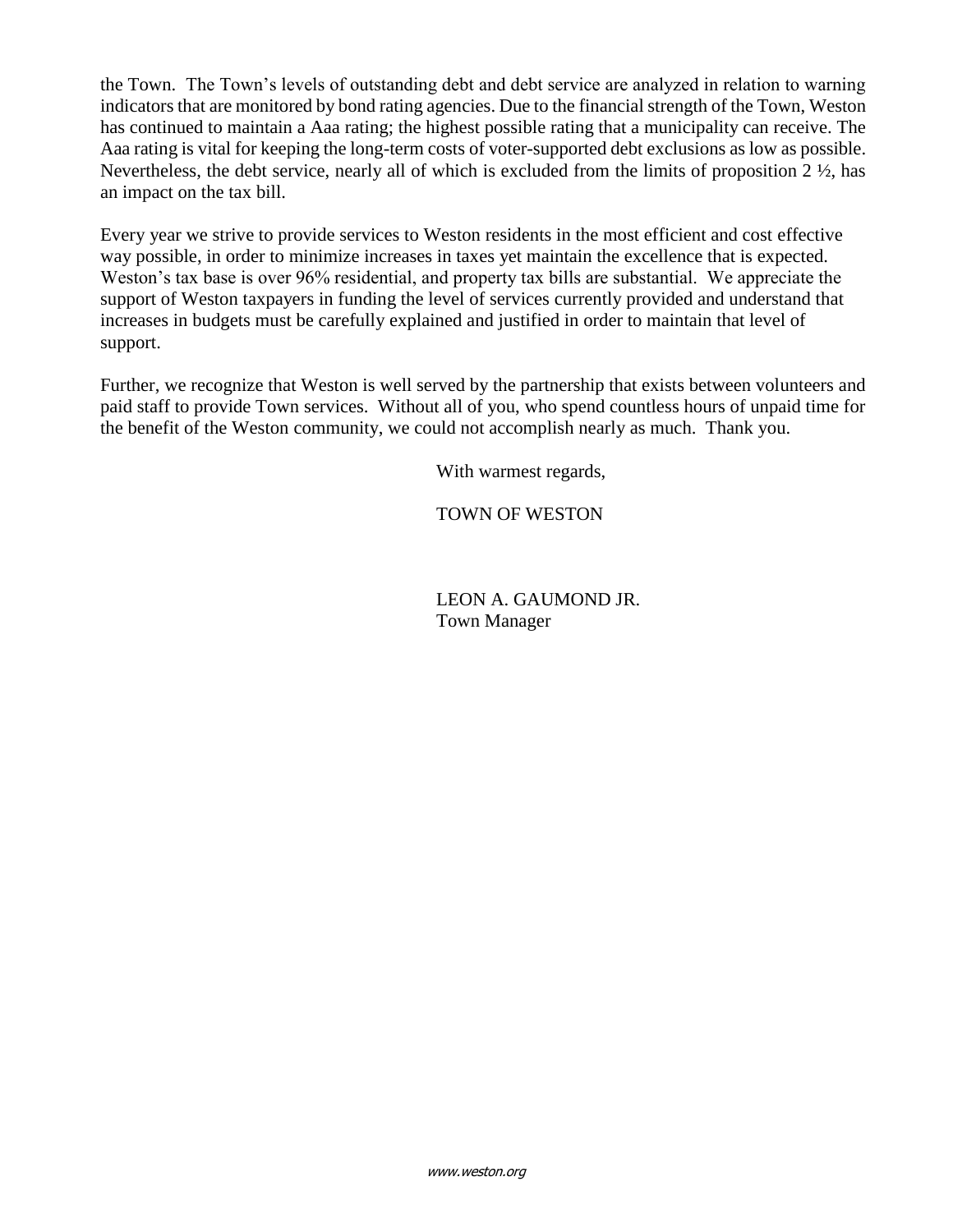the Town. The Town's levels of outstanding debt and debt service are analyzed in relation to warning indicators that are monitored by bond rating agencies. Due to the financial strength of the Town, Weston has continued to maintain a Aaa rating; the highest possible rating that a municipality can receive. The Aaa rating is vital for keeping the long-term costs of voter-supported debt exclusions as low as possible. Nevertheless, the debt service, nearly all of which is excluded from the limits of proposition 2 ½, has an impact on the tax bill.

Every year we strive to provide services to Weston residents in the most efficient and cost effective way possible, in order to minimize increases in taxes yet maintain the excellence that is expected. Weston's tax base is over 96% residential, and property tax bills are substantial. We appreciate the support of Weston taxpayers in funding the level of services currently provided and understand that increases in budgets must be carefully explained and justified in order to maintain that level of support.

Further, we recognize that Weston is well served by the partnership that exists between volunteers and paid staff to provide Town services. Without all of you, who spend countless hours of unpaid time for the benefit of the Weston community, we could not accomplish nearly as much. Thank you.

With warmest regards,

TOWN OF WESTON

LEON A. GAUMOND JR.
Town Manager